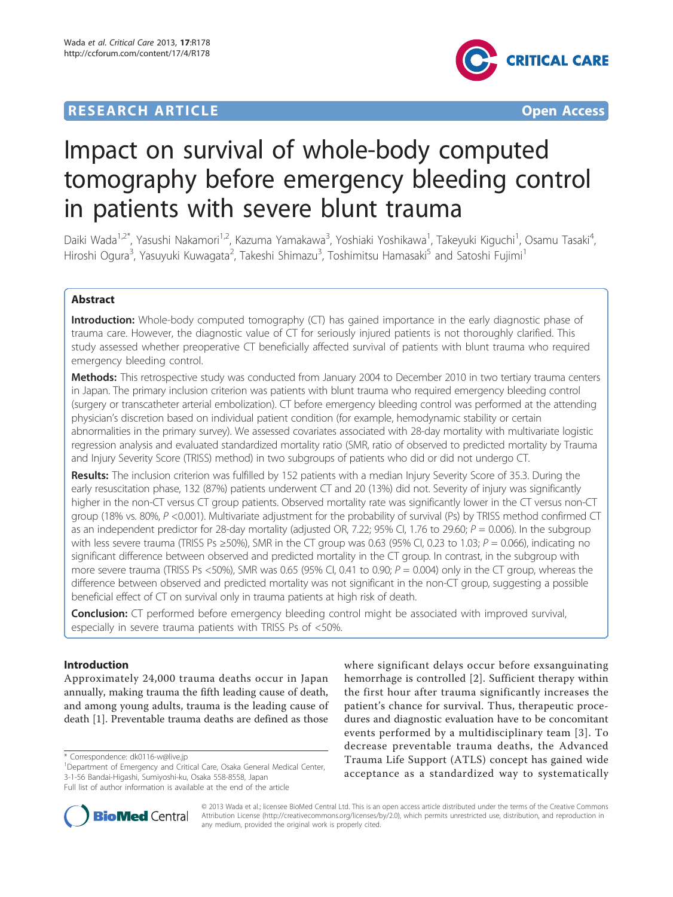RESEARCH ARTICLE Open Access

# Impact on survival of whole-body computed tomography before emergency bleeding control in patients with severe blunt trauma

Daiki Wada[1,2*], Yasushi Nakamori[1,2], Kazuma Yamakawa[3], Yoshiaki Yoshikawa[1], Takeyuki Kiguchi[1], Osamu Tasaki[4], Hiroshi Ogura[3], Yasuyuki Kuwagata[2], Takeshi Shimazu[3], Toshimitsu Hamasaki[5] and Satoshi Fujimi[1]

## Abstract

**Introduction:** Whole-body computed tomography (CT) has gained importance in the early diagnostic phase of trauma care. However, the diagnostic value of CT for seriously injured patients is not thoroughly clarified. This study assessed whether preoperative CT beneficially affected survival of patients with blunt trauma who required emergency bleeding control.

**Methods:** This retrospective study was conducted from January 2004 to December 2010 in two tertiary trauma centers in Japan. The primary inclusion criterion was patients with blunt trauma who required emergency bleeding control (surgery or transcatheter arterial embolization). CT before emergency bleeding control was performed at the attending physician's discretion based on individual patient condition (for example, hemodynamic stability or certain abnormalities in the primary survey). We assessed covariates associated with 28-day mortality with multivariate logistic regression analysis and evaluated standardized mortality ratio (SMR, ratio of observed to predicted mortality by Trauma and Injury Severity Score (TRISS) method) in two subgroups of patients who did or did not undergo CT.

**Results:** The inclusion criterion was fulfilled by 152 patients with a median Injury Severity Score of 35.3. During the early resuscitation phase, 132 (87%) patients underwent CT and 20 (13%) did not. Severity of injury was significantly higher in the non-CT versus CT group patients. Observed mortality rate was significantly lower in the CT versus non-CT group (18% vs. 80%, $P$ <0.001). Multivariate adjustment for the probability of survival (Ps) by TRISS method confirmed CT as an independent predictor for 28-day mortality (adjusted OR, 7.22; 95% CI, 1.76 to 29.60; $P$ = 0.006). In the subgroup with less severe trauma (TRISS Ps ≥50%), SMR in the CT group was 0.63 (95% CI, 0.23 to 1.03; $P$ = 0.066), indicating no significant difference between observed and predicted mortality in the CT group. In contrast, in the subgroup with more severe trauma (TRISS Ps <50%), SMR was 0.65 (95% CI, 0.41 to 0.90; $P$ = 0.004) only in the CT group, whereas the difference between observed and predicted mortality was not significant in the non-CT group, suggesting a possible beneficial effect of CT on survival only in trauma patients at high risk of death.

**Conclusion:** CT performed before emergency bleeding control might be associated with improved survival, especially in severe trauma patients with TRISS Ps of <50%.

## Introduction

Approximately 24,000 trauma deaths occur in Japan annually, making trauma the fifth leading cause of death, and among young adults, trauma is the leading cause of death [1]. Preventable trauma deaths are defined as those where significant delays occur before exsanguinating hemorrhage is controlled [2]. Sufficient therapy within the first hour after trauma significantly increases the patient's chance for survival. Thus, therapeutic procedures and diagnostic evaluation have to be concomitant events performed by a multidisciplinary team [3]. To decrease preventable trauma deaths, the Advanced Trauma Life Support (ATLS) concept has gained wide acceptance as a standardized way to systematically

\* Correspondence: dk0116-w@live.jp

[1]Department of Emergency and Critical Care, Osaka General Medical Center, 3-1-56 Bandai-Higashi, Sumiyoshi-ku, Osaka 558-8558, Japan

Full list of author information is available at the end of the article

© 2013 Wada et al.; licensee BioMed Central Ltd. This is an open access article distributed under the terms of the Creative Commons Attribution License (http://creativecommons.org/licenses/by/2.0), which permits unrestricted use, distribution, and reproduction in any medium, provided the original work is properly cited.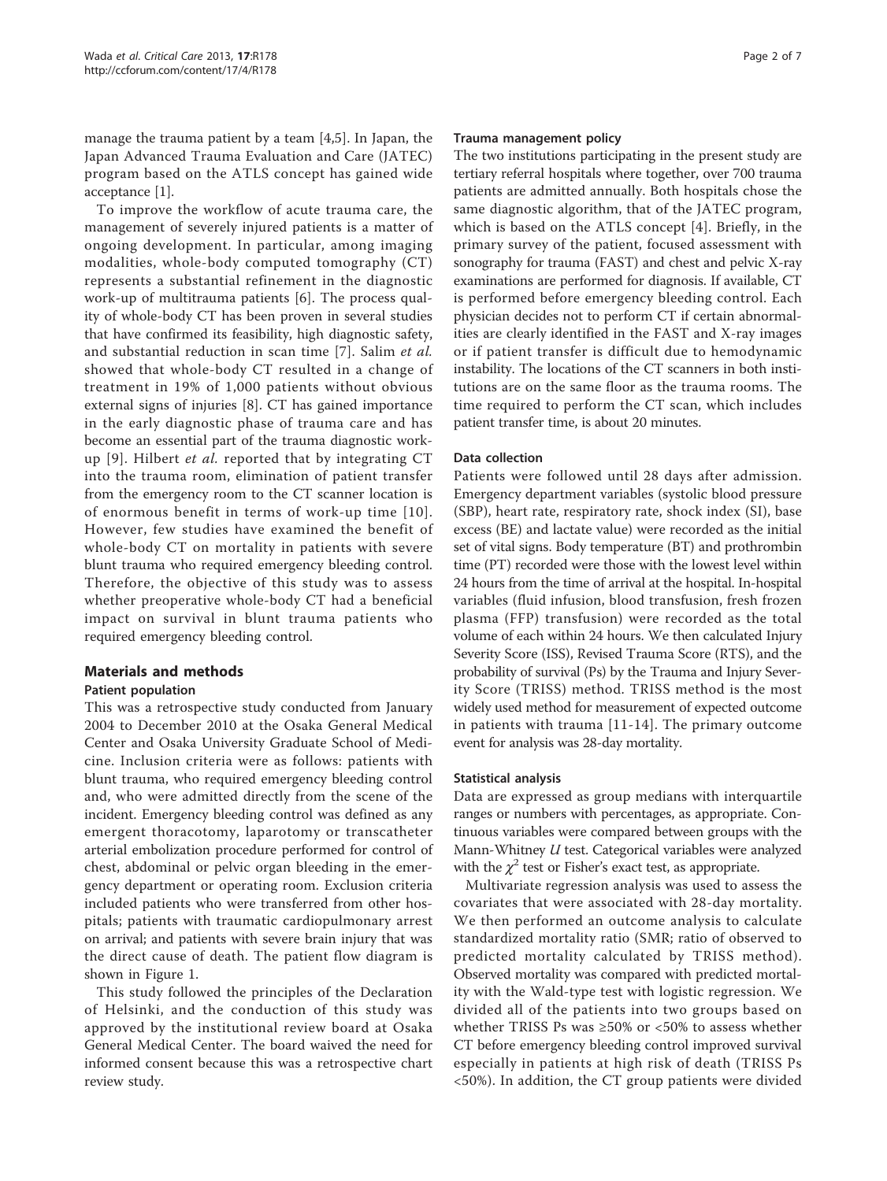manage the trauma patient by a team [4,5]. In Japan, the Japan Advanced Trauma Evaluation and Care (JATEC) program based on the ATLS concept has gained wide acceptance [1].

To improve the workflow of acute trauma care, the management of severely injured patients is a matter of ongoing development. In particular, among imaging modalities, whole-body computed tomography (CT) represents a substantial refinement in the diagnostic work-up of multitrauma patients [6]. The process quality of whole-body CT has been proven in several studies that have confirmed its feasibility, high diagnostic safety, and substantial reduction in scan time [7]. Salim *et al.* showed that whole-body CT resulted in a change of treatment in 19% of 1,000 patients without obvious external signs of injuries [8]. CT has gained importance in the early diagnostic phase of trauma care and has become an essential part of the trauma diagnostic work-up [9]. Hilbert *et al.* reported that by integrating CT into the trauma room, elimination of patient transfer from the emergency room to the CT scanner location is of enormous benefit in terms of work-up time [10]. However, few studies have examined the benefit of whole-body CT on mortality in patients with severe blunt trauma who required emergency bleeding control. Therefore, the objective of this study was to assess whether preoperative whole-body CT had a beneficial impact on survival in blunt trauma patients who required emergency bleeding control.

## Materials and methods

### Patient population

This was a retrospective study conducted from January 2004 to December 2010 at the Osaka General Medical Center and Osaka University Graduate School of Medicine. Inclusion criteria were as follows: patients with blunt trauma, who required emergency bleeding control and, who were admitted directly from the scene of the incident. Emergency bleeding control was defined as any emergent thoracotomy, laparotomy or transcatheter arterial embolization procedure performed for control of chest, abdominal or pelvic organ bleeding in the emergency department or operating room. Exclusion criteria included patients who were transferred from other hospitals; patients with traumatic cardiopulmonary arrest on arrival; and patients with severe brain injury that was the direct cause of death. The patient flow diagram is shown in Figure 1.

This study followed the principles of the Declaration of Helsinki, and the conduction of this study was approved by the institutional review board at Osaka General Medical Center. The board waived the need for informed consent because this was a retrospective chart review study.

### Trauma management policy

The two institutions participating in the present study are tertiary referral hospitals where together, over 700 trauma patients are admitted annually. Both hospitals chose the same diagnostic algorithm, that of the JATEC program, which is based on the ATLS concept [4]. Briefly, in the primary survey of the patient, focused assessment with sonography for trauma (FAST) and chest and pelvic X-ray examinations are performed for diagnosis. If available, CT is performed before emergency bleeding control. Each physician decides not to perform CT if certain abnormalities are clearly identified in the FAST and X-ray images or if patient transfer is difficult due to hemodynamic instability. The locations of the CT scanners in both institutions are on the same floor as the trauma rooms. The time required to perform the CT scan, which includes patient transfer time, is about 20 minutes.

### Data collection

Patients were followed until 28 days after admission. Emergency department variables (systolic blood pressure (SBP), heart rate, respiratory rate, shock index (SI), base excess (BE) and lactate value) were recorded as the initial set of vital signs. Body temperature (BT) and prothrombin time (PT) recorded were those with the lowest level within 24 hours from the time of arrival at the hospital. In-hospital variables (fluid infusion, blood transfusion, fresh frozen plasma (FFP) transfusion) were recorded as the total volume of each within 24 hours. We then calculated Injury Severity Score (ISS), Revised Trauma Score (RTS), and the probability of survival (Ps) by the Trauma and Injury Severity Score (TRISS) method. TRISS method is the most widely used method for measurement of expected outcome in patients with trauma [11-14]. The primary outcome event for analysis was 28-day mortality.

### Statistical analysis

Data are expressed as group medians with interquartile ranges or numbers with percentages, as appropriate. Continuous variables were compared between groups with the Mann-Whitney *U* test. Categorical variables were analyzed with the $\chi^2$ test or Fisher's exact test, as appropriate.

Multivariate regression analysis was used to assess the covariates that were associated with 28-day mortality. We then performed an outcome analysis to calculate standardized mortality ratio (SMR; ratio of observed to predicted mortality calculated by TRISS method). Observed mortality was compared with predicted mortality with the Wald-type test with logistic regression. We divided all of the patients into two groups based on whether TRISS Ps was ≥50% or <50% to assess whether CT before emergency bleeding control improved survival especially in patients at high risk of death (TRISS Ps <50%). In addition, the CT group patients were divided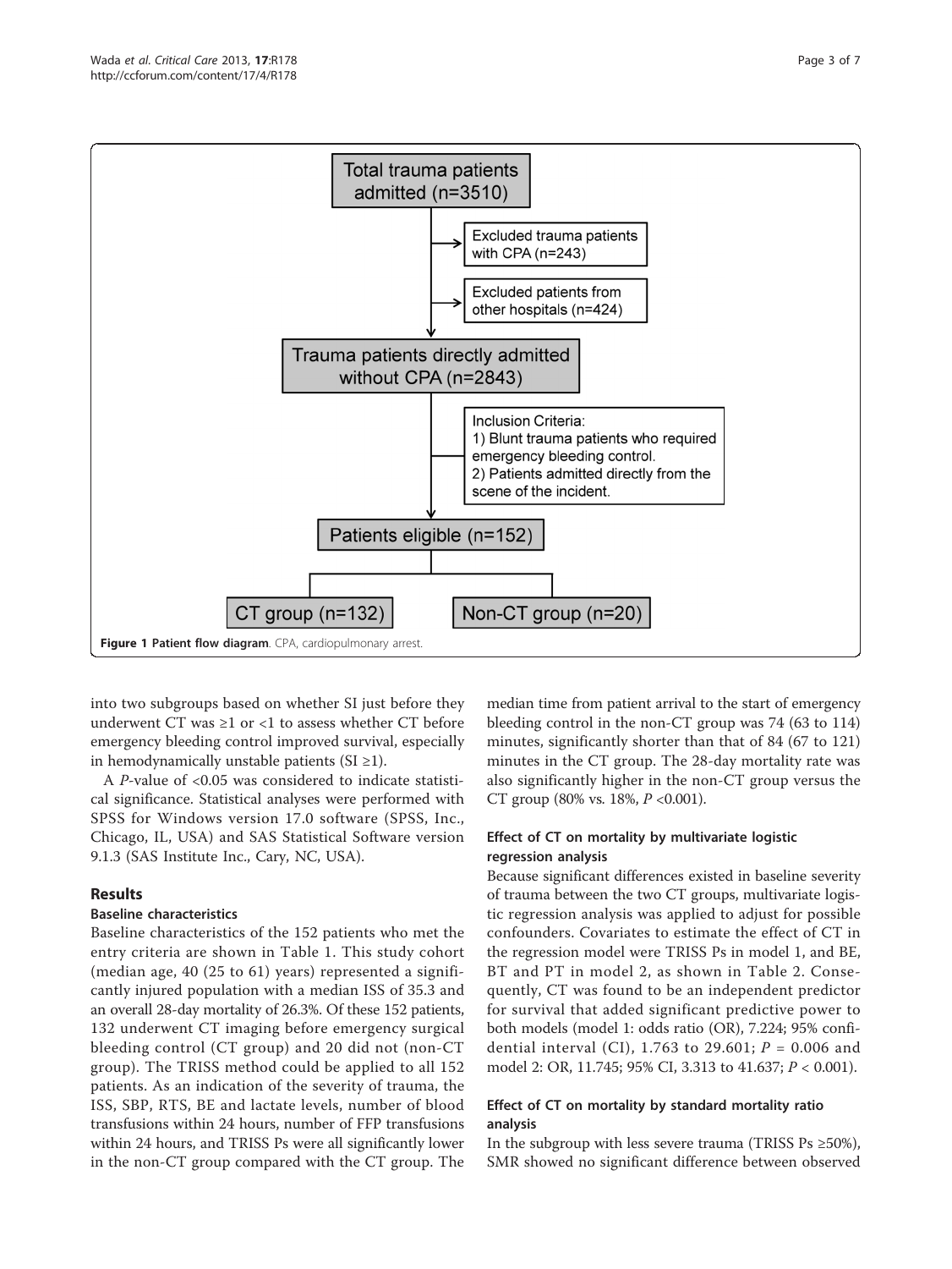Total trauma patients admitted (n=3510)

Excluded trauma patients with CPA (n=243)

Excluded patients from other hospitals (n=424)

Trauma patients directly admitted without CPA (n=2843)

Inclusion Criteria:
1) Blunt trauma patients who required emergency bleeding control.
2) Patients admitted directly from the scene of the incident.

Patients eligible (n=152)

CT group (n=132)

Non-CT group (n=20)

**Figure 1 Patient flow diagram**. CPA, cardiopulmonary arrest.

into two subgroups based on whether SI just before they underwent CT was ≥1 or <1 to assess whether CT before emergency bleeding control improved survival, especially in hemodynamically unstable patients (SI ≥1).

A *P*-value of <0.05 was considered to indicate statistical significance. Statistical analyses were performed with SPSS for Windows version 17.0 software (SPSS, Inc., Chicago, IL, USA) and SAS Statistical Software version 9.1.3 (SAS Institute Inc., Cary, NC, USA).

## Results

### Baseline characteristics

Baseline characteristics of the 152 patients who met the entry criteria are shown in Table 1. This study cohort (median age, 40 (25 to 61) years) represented a significantly injured population with a median ISS of 35.3 and an overall 28-day mortality of 26.3%. Of these 152 patients, 132 underwent CT imaging before emergency surgical bleeding control (CT group) and 20 did not (non-CT group). The TRISS method could be applied to all 152 patients. As an indication of the severity of trauma, the ISS, SBP, RTS, BE and lactate levels, number of blood transfusions within 24 hours, number of FFP transfusions within 24 hours, and TRISS Ps were all significantly lower in the non-CT group compared with the CT group. The median time from patient arrival to the start of emergency bleeding control in the non-CT group was 74 (63 to 114) minutes, significantly shorter than that of 84 (67 to 121) minutes in the CT group. The 28-day mortality rate was also significantly higher in the non-CT group versus the CT group (80% vs. 18%, *P* <0.001).

### Effect of CT on mortality by multivariate logistic regression analysis

Because significant differences existed in baseline severity of trauma between the two CT groups, multivariate logistic regression analysis was applied to adjust for possible confounders. Covariates to estimate the effect of CT in the regression model were TRISS Ps in model 1, and BE, BT and PT in model 2, as shown in Table 2. Consequently, CT was found to be an independent predictor for survival that added significant predictive power to both models (model 1: odds ratio (OR), 7.224; 95% confidential interval (CI), 1.763 to 29.601; *P* = 0.006 and model 2: OR, 11.745; 95% CI, 3.313 to 41.637; *P* < 0.001).

### Effect of CT on mortality by standard mortality ratio analysis

In the subgroup with less severe trauma (TRISS Ps ≥50%), SMR showed no significant difference between observed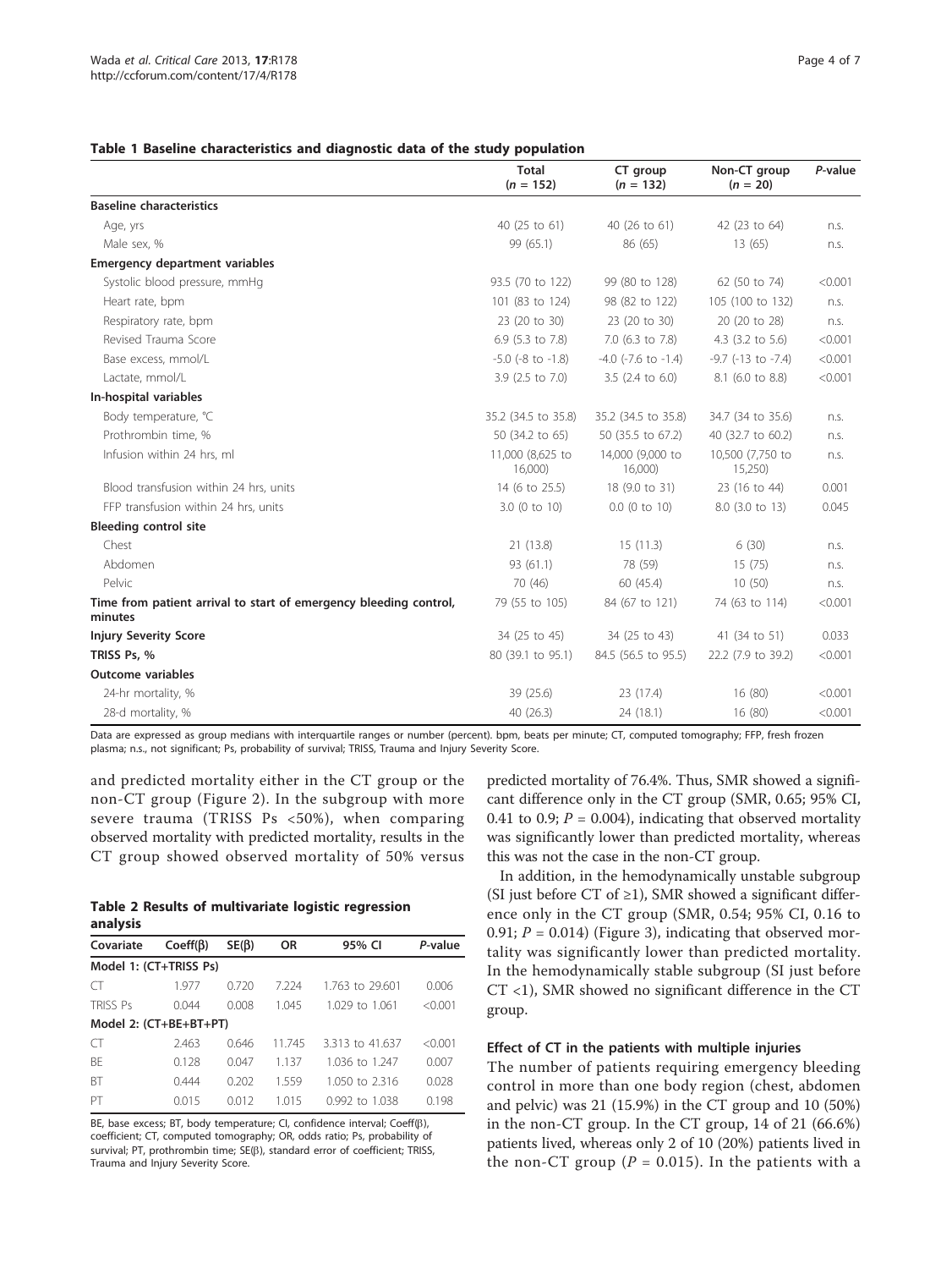**Table 1 Baseline characteristics and diagnostic data of the study population**

| | Total ($n$ = 152) | CT group ($n$ = 132) | Non-CT group ($n$ = 20) | *P*-value |
|---|---|---|---|---|
| **Baseline characteristics** | | | | |
| Age, yrs | 40 (25 to 61) | 40 (26 to 61) | 42 (23 to 64) | n.s. |
| Male sex, % | 99 (65.1) | 86 (65) | 13 (65) | n.s. |
| **Emergency department variables** | | | | |
| Systolic blood pressure, mmHg | 93.5 (70 to 122) | 99 (80 to 128) | 62 (50 to 74) | <0.001 |
| Heart rate, bpm | 101 (83 to 124) | 98 (82 to 122) | 105 (100 to 132) | n.s. |
| Respiratory rate, bpm | 23 (20 to 30) | 23 (20 to 30) | 20 (20 to 28) | n.s. |
| Revised Trauma Score | 6.9 (5.3 to 7.8) | 7.0 (6.3 to 7.8) | 4.3 (3.2 to 5.6) | <0.001 |
| Base excess, mmol/L | -5.0 (-8 to -1.8) | -4.0 (-7.6 to -1.4) | -9.7 (-13 to -7.4) | <0.001 |
| Lactate, mmol/L | 3.9 (2.5 to 7.0) | 3.5 (2.4 to 6.0) | 8.1 (6.0 to 8.8) | <0.001 |
| **In-hospital variables** | | | | |
| Body temperature, °C | 35.2 (34.5 to 35.8) | 35.2 (34.5 to 35.8) | 34.7 (34 to 35.6) | n.s. |
| Prothrombin time, % | 50 (34.2 to 65) | 50 (35.5 to 67.2) | 40 (32.7 to 60.2) | n.s. |
| Infusion within 24 hrs, ml | 11,000 (8,625 to 16,000) | 14,000 (9,000 to 16,000) | 10,500 (7,750 to 15,250) | n.s. |
| Blood transfusion within 24 hrs, units | 14 (6 to 25.5) | 18 (9.0 to 31) | 23 (16 to 44) | 0.001 |
| FFP transfusion within 24 hrs, units | 3.0 (0 to 10) | 0.0 (0 to 10) | 8.0 (3.0 to 13) | 0.045 |
| **Bleeding control site** | | | | |
| Chest | 21 (13.8) | 15 (11.3) | 6 (30) | n.s. |
| Abdomen | 93 (61.1) | 78 (59) | 15 (75) | n.s. |
| Pelvic | 70 (46) | 60 (45.4) | 10 (50) | n.s. |
| **Time from patient arrival to start of emergency bleeding control, minutes** | 79 (55 to 105) | 84 (67 to 121) | 74 (63 to 114) | <0.001 |
| **Injury Severity Score** | 34 (25 to 45) | 34 (25 to 43) | 41 (34 to 51) | 0.033 |
| **TRISS Ps, %** | 80 (39.1 to 95.1) | 84.5 (56.5 to 95.5) | 22.2 (7.9 to 39.2) | <0.001 |
| **Outcome variables** | | | | |
| 24-hr mortality, % | 39 (25.6) | 23 (17.4) | 16 (80) | <0.001 |
| 28-d mortality, % | 40 (26.3) | 24 (18.1) | 16 (80) | <0.001 |

Data are expressed as group medians with interquartile ranges or number (percent). bpm, beats per minute; CT, computed tomography; FFP, fresh frozen plasma; n.s., not significant; Ps, probability of survival; TRISS, Trauma and Injury Severity Score.

and predicted mortality either in the CT group or the non-CT group (Figure 2). In the subgroup with more severe trauma (TRISS Ps <50%), when comparing observed mortality with predicted mortality, results in the CT group showed observed mortality of 50% versus predicted mortality of 76.4%. Thus, SMR showed a significant difference only in the CT group (SMR, 0.65; 95% CI, 0.41 to 0.9; $P$ = 0.004), indicating that observed mortality was significantly lower than predicted mortality, whereas this was not the case in the non-CT group.

**Table 2 Results of multivariate logistic regression analysis**

| Covariate | Coeff(β) | SE(β) | OR | 95% CI | *P*-value |
|---|---|---|---|---|---|
| **Model 1: (CT+TRISS Ps)** | | | | | |
| CT | 1.977 | 0.720 | 7.224 | 1.763 to 29.601 | 0.006 |
| TRISS Ps | 0.044 | 0.008 | 1.045 | 1.029 to 1.061 | <0.001 |
| **Model 2: (CT+BE+BT+PT)** | | | | | |
| CT | 2.463 | 0.646 | 11.745 | 3.313 to 41.637 | <0.001 |
| BE | 0.128 | 0.047 | 1.137 | 1.036 to 1.247 | 0.007 |
| BT | 0.444 | 0.202 | 1.559 | 1.050 to 2.316 | 0.028 |
| PT | 0.015 | 0.012 | 1.015 | 0.992 to 1.038 | 0.198 |

BE, base excess; BT, body temperature; CI, confidence interval; Coeff(β), coefficient; CT, computed tomography; OR, odds ratio; Ps, probability of survival; PT, prothrombin time; SE(β), standard error of coefficient; TRISS, Trauma and Injury Severity Score.

In addition, in the hemodynamically unstable subgroup (SI just before CT of ≥1), SMR showed a significant difference only in the CT group (SMR, 0.54; 95% CI, 0.16 to 0.91; $P$ = 0.014) (Figure 3), indicating that observed mortality was significantly lower than predicted mortality. In the hemodynamically stable subgroup (SI just before CT <1), SMR showed no significant difference in the CT group.

### Effect of CT in the patients with multiple injuries

The number of patients requiring emergency bleeding control in more than one body region (chest, abdomen and pelvic) was 21 (15.9%) in the CT group and 10 (50%) in the non-CT group. In the CT group, 14 of 21 (66.6%) patients lived, whereas only 2 of 10 (20%) patients lived in the non-CT group ($P$ = 0.015). In the patients with a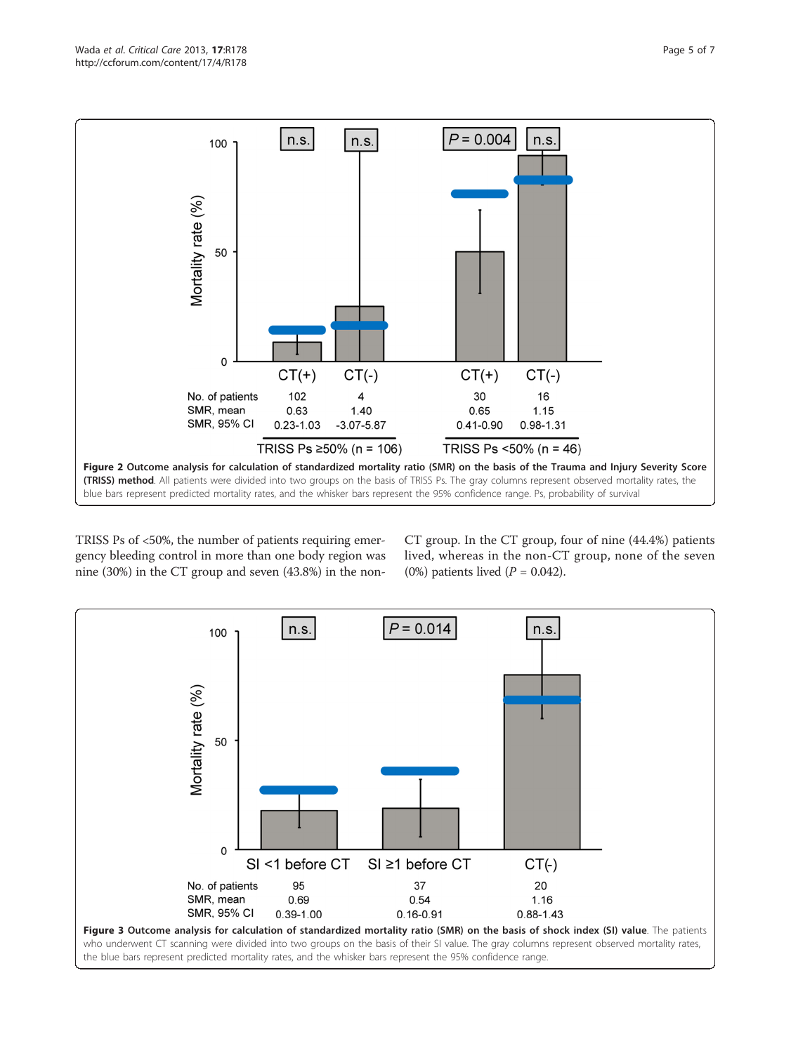**Figure 2 Outcome analysis for calculation of standardized mortality ratio (SMR) on the basis of the Trauma and Injury Severity Score (TRISS) method**. All patients were divided into two groups on the basis of TRISS Ps. The gray columns represent observed mortality rates, the blue bars represent predicted mortality rates, and the whisker bars represent the 95% confidence range. Ps, probability of survival

TRISS Ps of <50%, the number of patients requiring emergency bleeding control in more than one body region was nine (30%) in the CT group and seven (43.8%) in the non-CT group. In the CT group, four of nine (44.4%) patients lived, whereas in the non-CT group, none of the seven (0%) patients lived ($P$ = 0.042).

**Figure 3 Outcome analysis for calculation of standardized mortality ratio (SMR) on the basis of shock index (SI) value**. The patients who underwent CT scanning were divided into two groups on the basis of their SI value. The gray columns represent observed mortality rates, the blue bars represent predicted mortality rates, and the whisker bars represent the 95% confidence range.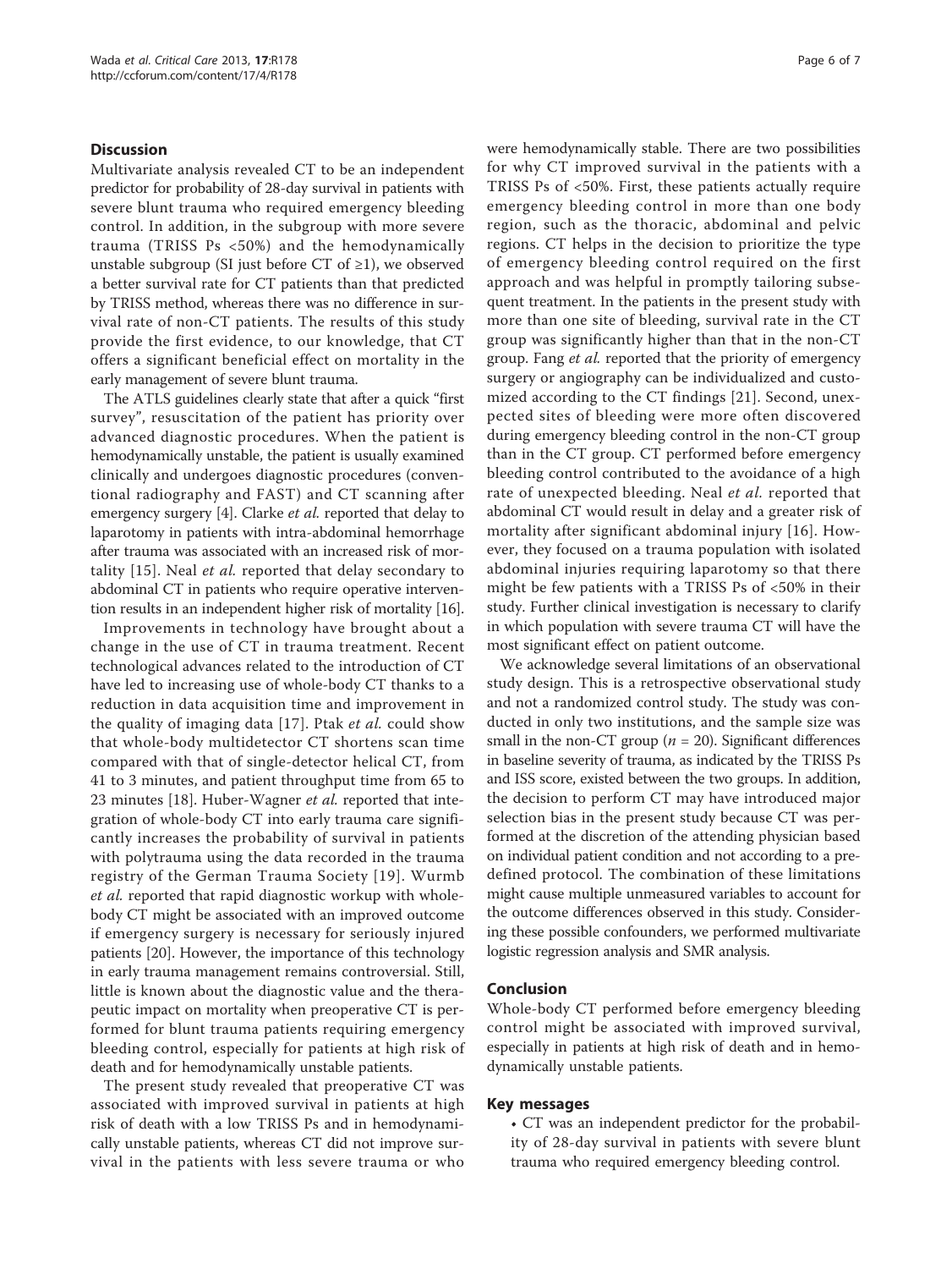## Discussion

Multivariate analysis revealed CT to be an independent predictor for probability of 28-day survival in patients with severe blunt trauma who required emergency bleeding control. In addition, in the subgroup with more severe trauma (TRISS Ps <50%) and the hemodynamically unstable subgroup (SI just before CT of ≥1), we observed a better survival rate for CT patients than that predicted by TRISS method, whereas there was no difference in survival rate of non-CT patients. The results of this study provide the first evidence, to our knowledge, that CT offers a significant beneficial effect on mortality in the early management of severe blunt trauma.

The ATLS guidelines clearly state that after a quick "first survey", resuscitation of the patient has priority over advanced diagnostic procedures. When the patient is hemodynamically unstable, the patient is usually examined clinically and undergoes diagnostic procedures (conventional radiography and FAST) and CT scanning after emergency surgery [4]. Clarke *et al.* reported that delay to laparotomy in patients with intra-abdominal hemorrhage after trauma was associated with an increased risk of mortality [15]. Neal *et al.* reported that delay secondary to abdominal CT in patients who require operative intervention results in an independent higher risk of mortality [16].

Improvements in technology have brought about a change in the use of CT in trauma treatment. Recent technological advances related to the introduction of CT have led to increasing use of whole-body CT thanks to a reduction in data acquisition time and improvement in the quality of imaging data [17]. Ptak *et al.* could show that whole-body multidetector CT shortens scan time compared with that of single-detector helical CT, from 41 to 3 minutes, and patient throughput time from 65 to 23 minutes [18]. Huber-Wagner *et al.* reported that integration of whole-body CT into early trauma care significantly increases the probability of survival in patients with polytrauma using the data recorded in the trauma registry of the German Trauma Society [19]. Wurmb *et al.* reported that rapid diagnostic workup with whole-body CT might be associated with an improved outcome if emergency surgery is necessary for seriously injured patients [20]. However, the importance of this technology in early trauma management remains controversial. Still, little is known about the diagnostic value and the therapeutic impact on mortality when preoperative CT is performed for blunt trauma patients requiring emergency bleeding control, especially for patients at high risk of death and for hemodynamically unstable patients.

The present study revealed that preoperative CT was associated with improved survival in patients at high risk of death with a low TRISS Ps and in hemodynamically unstable patients, whereas CT did not improve survival in the patients with less severe trauma or who were hemodynamically stable. There are two possibilities for why CT improved survival in the patients with a TRISS Ps of <50%. First, these patients actually require emergency bleeding control in more than one body region, such as the thoracic, abdominal and pelvic regions. CT helps in the decision to prioritize the type of emergency bleeding control required on the first approach and was helpful in promptly tailoring subsequent treatment. In the patients in the present study with more than one site of bleeding, survival rate in the CT group was significantly higher than that in the non-CT group. Fang *et al.* reported that the priority of emergency surgery or angiography can be individualized and customized according to the CT findings [21]. Second, unexpected sites of bleeding were more often discovered during emergency bleeding control in the non-CT group than in the CT group. CT performed before emergency bleeding control contributed to the avoidance of a high rate of unexpected bleeding. Neal *et al.* reported that abdominal CT would result in delay and a greater risk of mortality after significant abdominal injury [16]. However, they focused on a trauma population with isolated abdominal injuries requiring laparotomy so that there might be few patients with a TRISS Ps of <50% in their study. Further clinical investigation is necessary to clarify in which population with severe trauma CT will have the most significant effect on patient outcome.

We acknowledge several limitations of an observational study design. This is a retrospective observational study and not a randomized control study. The study was conducted in only two institutions, and the sample size was small in the non-CT group ($n$ = 20). Significant differences in baseline severity of trauma, as indicated by the TRISS Ps and ISS score, existed between the two groups. In addition, the decision to perform CT may have introduced major selection bias in the present study because CT was performed at the discretion of the attending physician based on individual patient condition and not according to a predefined protocol. The combination of these limitations might cause multiple unmeasured variables to account for the outcome differences observed in this study. Considering these possible confounders, we performed multivariate logistic regression analysis and SMR analysis.

## Conclusion

Whole-body CT performed before emergency bleeding control might be associated with improved survival, especially in patients at high risk of death and in hemodynamically unstable patients.

## Key messages

- CT was an independent predictor for the probability of 28-day survival in patients with severe blunt trauma who required emergency bleeding control.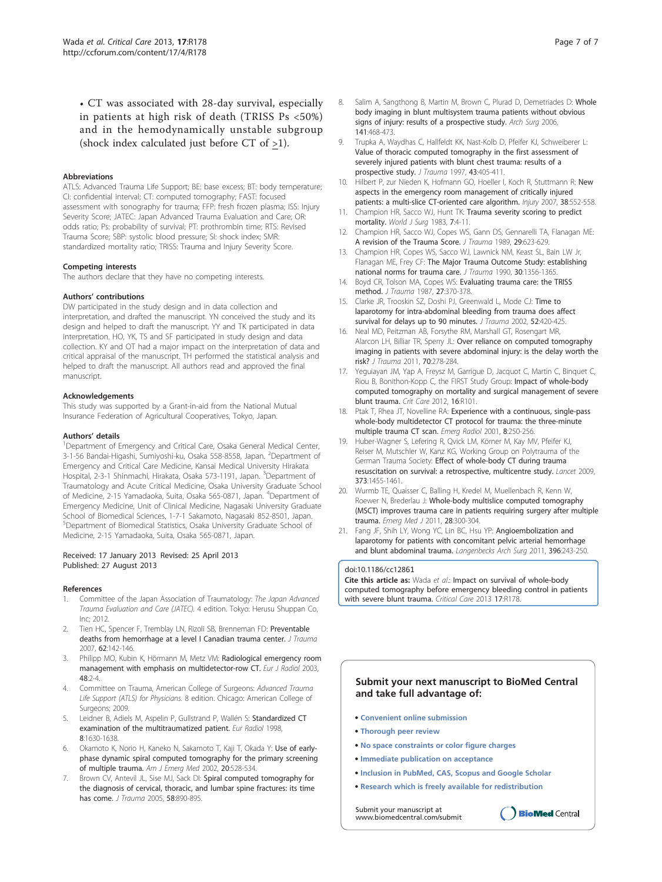• CT was associated with 28-day survival, especially in patients at high risk of death (TRISS Ps <50%) and in the hemodynamically unstable subgroup (shock index calculated just before CT of $\geq$1).

### Abbreviations

ATLS: Advanced Trauma Life Support; BE: base excess; BT: body temperature; CI: confidential interval; CT: computed tomography; FAST: focused assessment with sonography for trauma; FFP: fresh frozen plasma; ISS: Injury Severity Score; JATEC: Japan Advanced Trauma Evaluation and Care; OR: odds ratio; Ps: probability of survival; PT: prothrombin time; RTS: Revised Trauma Score; SBP: systolic blood pressure; SI: shock index; SMR: standardized mortality ratio; TRISS: Trauma and Injury Severity Score.

### Competing interests

The authors declare that they have no competing interests.

### Authors' contributions

DW participated in the study design and in data collection and interpretation, and drafted the manuscript. YN conceived the study and its design and helped to draft the manuscript. YY and TK participated in data interpretation. HO, YK, TS and SF participated in study design and data collection. KY and OT had a major impact on the interpretation of data and critical appraisal of the manuscript. TH performed the statistical analysis and helped to draft the manuscript. All authors read and approved the final manuscript.

### Acknowledgements

This study was supported by a Grant-in-aid from the National Mutual Insurance Federation of Agricultural Cooperatives, Tokyo, Japan.

### Authors' details

[1]Department of Emergency and Critical Care, Osaka General Medical Center, 3-1-56 Bandai-Higashi, Sumiyoshi-ku, Osaka 558-8558, Japan. [2]Department of Emergency and Critical Care Medicine, Kansai Medical University Hirakata Hospital, 2-3-1 Shinmachi, Hirakata, Osaka 573-1191, Japan. [3]Department of Traumatology and Acute Critical Medicine, Osaka University Graduate School of Medicine, 2-15 Yamadaoka, Suita, Osaka 565-0871, Japan. [4]Department of Emergency Medicine, Unit of Clinical Medicine, Nagasaki University Graduate School of Biomedical Sciences, 1-7-1 Sakamoto, Nagasaki 852-8501, Japan. [5]Department of Biomedical Statistics, Osaka University Graduate School of Medicine, 2-15 Yamadaoka, Suita, Osaka 565-0871, Japan.

Received: 17 January 2013 Revised: 25 April 2013
Published: 27 August 2013

### References

1. Committee of the Japan Association of Traumatology: *The Japan Advanced Trauma Evaluation and Care (JATEC).* 4 edition. Tokyo: Herusu Shuppan Co, Inc; 2012.
2. Tien HC, Spencer F, Tremblay LN, Rizoli SB, Brenneman FD: **Preventable deaths from hemorrhage at a level I Canadian trauma center.** *J Trauma* 2007, **62**:142-146.
3. Philipp MO, Kubin K, Hörmann M, Metz VM: **Radiological emergency room management with emphasis on multidetector-row CT.** *Eur J Radiol* 2003, **48**:2-4.
4. Committee on Trauma, American College of Surgeons: *Advanced Trauma Life Support (ATLS) for Physicians.* 8 edition. Chicago: American College of Surgeons; 2009.
5. Leidner B, Adiels M, Aspelin P, Gullstrand P, Wallén S: **Standardized CT examination of the multitraumatized patient.** *Eur Radiol* 1998, **8**:1630-1638.
6. Okamoto K, Norio H, Kaneko N, Sakamoto T, Kaji T, Okada Y: **Use of early-phase dynamic spiral computed tomography for the primary screening of multiple trauma.** *Am J Emerg Med* 2002, **20**:528-534.
7. Brown CV, Antevil JL, Sise MJ, Sack DI: **Spiral computed tomography for the diagnosis of cervical, thoracic, and lumbar spine fractures: its time has come.** *J Trauma* 2005, **58**:890-895.
8. Salim A, Sangthong B, Martin M, Brown C, Plurad D, Demetriades D: **Whole body imaging in blunt multisystem trauma patients without obvious signs of injury: results of a prospective study.** *Arch Surg* 2006, **141**:468-473.
9. Trupka A, Waydhas C, Hallfeldt KK, Nast-Kolb D, Pfeifer KJ, Schweiberer L: **Value of thoracic computed tomography in the first assessment of severely injured patients with blunt chest trauma: results of a prospective study.** *J Trauma* 1997, **43**:405-411.
10. Hilbert P, zur Nieden K, Hofmann GO, Hoeller I, Koch R, Stuttmann R: **New aspects in the emergency room management of critically injured patients: a multi-slice CT-oriented care algorithm.** *Injury* 2007, **38**:552-558.
11. Champion HR, Sacco WJ, Hunt TK: **Trauma severity scoring to predict mortality.** *World J Surg* 1983, **7**:4-11.
12. Champion HR, Sacco WJ, Copes WS, Gann DS, Gennarelli TA, Flanagan ME: **A revision of the Trauma Score.** *J Trauma* 1989, **29**:623-629.
13. Champion HR, Copes WS, Sacco WJ, Lawnick NM, Keast SL, Bain LW Jr, Flanagan ME, Frey CF: **The Major Trauma Outcome Study: establishing national norms for trauma care.** *J Trauma* 1990, **30**:1356-1365.
14. Boyd CR, Tolson MA, Copes WS: **Evaluating trauma care: the TRISS method.** *J Trauma* 1987, **27**:370-378.
15. Clarke JR, Trooskin SZ, Doshi PJ, Greenwald L, Mode CJ: **Time to laparotomy for intra-abdominal bleeding from trauma does affect survival for delays up to 90 minutes.** *J Trauma* 2002, **52**:420-425.
16. Neal MD, Peitzman AB, Forsythe RM, Marshall GT, Rosengart MR, Alarcon LH, Billiar TR, Sperry JL: **Over reliance on computed tomography imaging in patients with severe abdominal injury: is the delay worth the risk?** *J Trauma* 2011, **70**:278-284.
17. Yeguiayan JM, Yap A, Freysz M, Garrigue D, Jacquot C, Martin C, Binquet C, Riou B, Bonithon-Kopp C, the FIRST Study Group: **Impact of whole-body computed tomography on mortality and surgical management of severe blunt trauma.** *Crit Care* 2012, **16**:R101.
18. Ptak T, Rhea JT, Novelline RA: **Experience with a continuous, single-pass whole-body multidetector CT protocol for trauma: the three-minute multiple trauma CT scan.** *Emerg Radiol* 2001, **8**:250-256.
19. Huber-Wagner S, Lefering R, Qvick LM, Körner M, Kay MV, Pfeifer KJ, Reiser M, Mutschler W, Kanz KG, Working Group on Polytrauma of the German Trauma Society: **Effect of whole-body CT during trauma resuscitation on survival: a retrospective, multicentre study.** *Lancet* 2009, **373**:1455-1461.
20. Wurmb TE, Quaisser C, Balling H, Kredel M, Muellenbach R, Kenn W, Roewer N, Brederlau J: **Whole-body multislice computed tomography (MSCT) improves trauma care in patients requiring surgery after multiple trauma.** *Emerg Med J* 2011, **28**:300-304.
21. Fang JF, Shih LY, Wong YC, Lin BC, Hsu YP: **Angioembolization and laparotomy for patients with concomitant pelvic arterial hemorrhage and blunt abdominal trauma.** *Langenbecks Arch Surg* 2011, **396**:243-250.

doi:10.1186/cc12861

**Cite this article as:** Wada *et al.*: Impact on survival of whole-body computed tomography before emergency bleeding control in patients with severe blunt trauma. *Critical Care* 2013 **17**:R178.

**Submit your next manuscript to BioMed Central and take full advantage of:**

- Convenient online submission
- Thorough peer review
- No space constraints or color figure charges
- Immediate publication on acceptance
- Inclusion in PubMed, CAS, Scopus and Google Scholar
- Research which is freely available for redistribution

Submit your manuscript at
www.biomedcentral.com/submit

BioMed Central